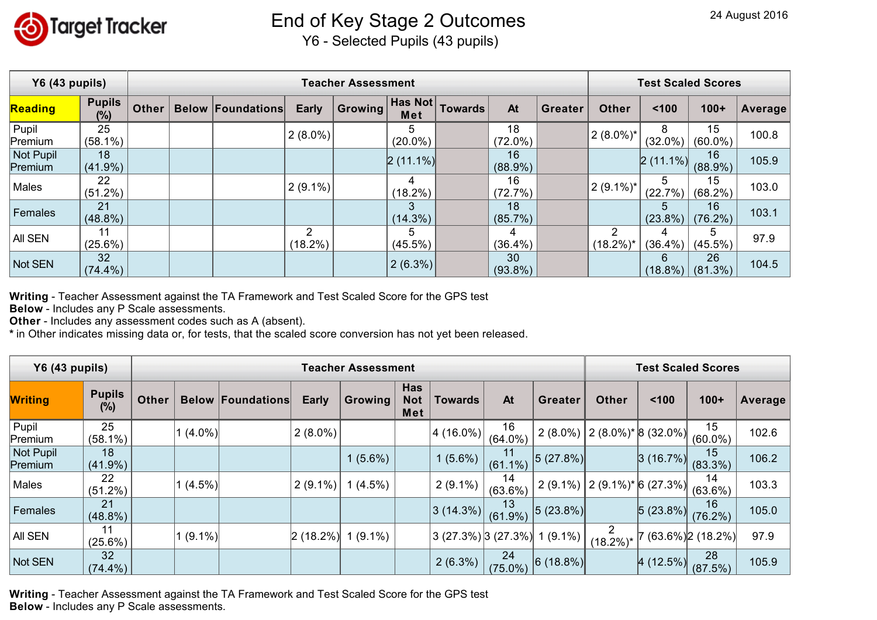Target Tracker

# End of Key Stage 2 Outcomes

## Y6 - Selected Pupils (43 pupils)

24 August 2016

| Y6 (43 pupils) | | Teacher Assessment | | | | | | | | | Test Scaled Scores | | | |
|---|---|---|---|---|---|---|---|---|---|---|---|---|---|---|
| **Reading** | **Pupils (%)** | **Other** | **Below** | **Foundations** | **Early** | **Growing** | **Has Not Met** | **Towards** | **At** | **Greater** | **Other** | **<100** | **100+** | **Average** |
| Pupil Premium | 25 (58.1%) | | | | 2 (8.0%) | | 5 (20.0%) | | 18 (72.0%) | | 2 (8.0%)* | 8 (32.0%) | 15 (60.0%) | 100.8 |
| Not Pupil Premium | 18 (41.9%) | | | | | | 2 (11.1%) | | 16 (88.9%) | | | 2 (11.1%) | 16 (88.9%) | 105.9 |
| Males | 22 (51.2%) | | | | 2 (9.1%) | | 4 (18.2%) | | 16 (72.7%) | | 2 (9.1%)* | 5 (22.7%) | 15 (68.2%) | 103.0 |
| Females | 21 (48.8%) | | | | | | 3 (14.3%) | | 18 (85.7%) | | | 5 (23.8%) | 16 (76.2%) | 103.1 |
| All SEN | 11 (25.6%) | | | | 2 (18.2%) | | 5 (45.5%) | | 4 (36.4%) | | 2 (18.2%)* | 4 (36.4%) | 5 (45.5%) | 97.9 |
| Not SEN | 32 (74.4%) | | | | | | 2 (6.3%) | | 30 (93.8%) | | | 6 (18.8%) | 26 (81.3%) | 104.5 |

**Writing** - Teacher Assessment against the TA Framework and Test Scaled Score for the GPS test
**Below** - Includes any P Scale assessments.
**Other** - Includes any assessment codes such as A (absent).
* in Other indicates missing data or, for tests, that the scaled score conversion has not yet been released.

| Y6 (43 pupils) | | Teacher Assessment | | | | | | | | | Test Scaled Scores | | | |
|---|---|---|---|---|---|---|---|---|---|---|---|---|---|---|
| **Writing** | **Pupils (%)** | **Other** | **Below** | **Foundations** | **Early** | **Growing** | **Has Not Met** | **Towards** | **At** | **Greater** | **Other** | **<100** | **100+** | **Average** |
| Pupil Premium | 25 (58.1%) | | 1 (4.0%) | | 2 (8.0%) | | | 4 (16.0%) | 16 (64.0%) | 2 (8.0%) | 2 (8.0%)* | 8 (32.0%) | 15 (60.0%) | 102.6 |
| Not Pupil Premium | 18 (41.9%) | | | | | 1 (5.6%) | | 1 (5.6%) | 11 (61.1%) | 5 (27.8%) | | 3 (16.7%) | 15 (83.3%) | 106.2 |
| Males | 22 (51.2%) | | 1 (4.5%) | | 2 (9.1%) | 1 (4.5%) | | 2 (9.1%) | 14 (63.6%) | 2 (9.1%) | 2 (9.1%)* | 6 (27.3%) | 14 (63.6%) | 103.3 |
| Females | 21 (48.8%) | | | | | | | 3 (14.3%) | 13 (61.9%) | 5 (23.8%) | | 5 (23.8%) | 16 (76.2%) | 105.0 |
| All SEN | 11 (25.6%) | | 1 (9.1%) | | 2 (18.2%) | 1 (9.1%) | | 3 (27.3%) | 3 (27.3%) | 1 (9.1%) | 2 (18.2%)* | 7 (63.6%) | 2 (18.2%) | 97.9 |
| Not SEN | 32 (74.4%) | | | | | | | 2 (6.3%) | 24 (75.0%) | 6 (18.8%) | | 4 (12.5%) | 28 (87.5%) | 105.9 |

**Writing** - Teacher Assessment against the TA Framework and Test Scaled Score for the GPS test
**Below** - Includes any P Scale assessments.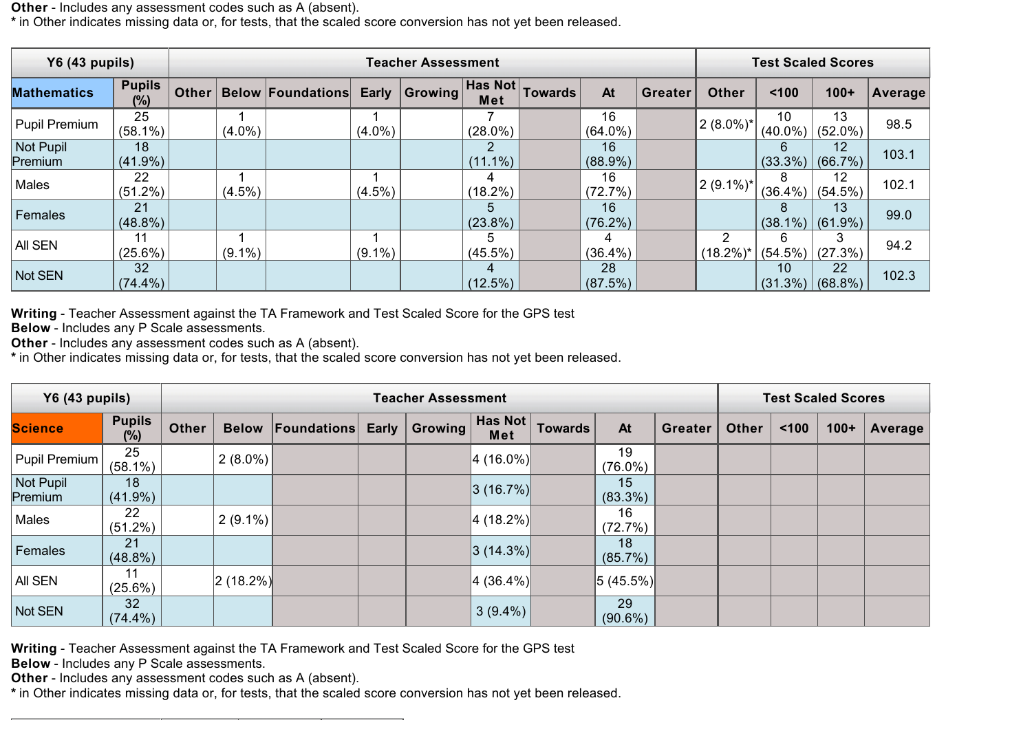**Other** - Includes any assessment codes such as A (absent).
* in Other indicates missing data or, for tests, that the scaled score conversion has not yet been released.

| Y6 (43 pupils) | | Teacher Assessment | | | | | | | | | Test Scaled Scores | | | |
|---|---|---|---|---|---|---|---|---|---|---|---|---|---|---|
| Mathematics | Pupils (%) | Other | Below | Foundations | Early | Growing | Has Not Met | Towards | At | Greater | Other | <100 | 100+ | Average |
| Pupil Premium | 25 (58.1%) | | 1 (4.0%) | | 1 (4.0%) | | 7 (28.0%) | | 16 (64.0%) | | 2 (8.0%)* | 10 (40.0%) | 13 (52.0%) | 98.5 |
| Not Pupil Premium | 18 (41.9%) | | | | | | 2 (11.1%) | | 16 (88.9%) | | | 6 (33.3%) | 12 (66.7%) | 103.1 |
| Males | 22 (51.2%) | | 1 (4.5%) | | 1 (4.5%) | | 4 (18.2%) | | 16 (72.7%) | | 2 (9.1%)* | 8 (36.4%) | 12 (54.5%) | 102.1 |
| Females | 21 (48.8%) | | | | | | 5 (23.8%) | | 16 (76.2%) | | | 8 (38.1%) | 13 (61.9%) | 99.0 |
| All SEN | 11 (25.6%) | | 1 (9.1%) | | 1 (9.1%) | | 5 (45.5%) | | 4 (36.4%) | | 2 (18.2%)* | 6 (54.5%) | 3 (27.3%) | 94.2 |
| Not SEN | 32 (74.4%) | | | | | | 4 (12.5%) | | 28 (87.5%) | | | 10 (31.3%) | 22 (68.8%) | 102.3 |

**Writing** - Teacher Assessment against the TA Framework and Test Scaled Score for the GPS test
**Below** - Includes any P Scale assessments.
**Other** - Includes any assessment codes such as A (absent).
* in Other indicates missing data or, for tests, that the scaled score conversion has not yet been released.

| Y6 (43 pupils) | | Teacher Assessment | | | | | | | | | Test Scaled Scores | | | |
|---|---|---|---|---|---|---|---|---|---|---|---|---|---|---|
| Science | Pupils (%) | Other | Below | Foundations | Early | Growing | Has Not Met | Towards | At | Greater | Other | <100 | 100+ | Average |
| Pupil Premium | 25 (58.1%) | | 2 (8.0%) | | | | 4 (16.0%) | | 19 (76.0%) | | | | | |
| Not Pupil Premium | 18 (41.9%) | | | | | | 3 (16.7%) | | 15 (83.3%) | | | | | |
| Males | 22 (51.2%) | | 2 (9.1%) | | | | 4 (18.2%) | | 16 (72.7%) | | | | | |
| Females | 21 (48.8%) | | | | | | 3 (14.3%) | | 18 (85.7%) | | | | | |
| All SEN | 11 (25.6%) | | 2 (18.2%) | | | | 4 (36.4%) | | 5 (45.5%) | | | | | |
| Not SEN | 32 (74.4%) | | | | | | 3 (9.4%) | | 29 (90.6%) | | | | | |

**Writing** - Teacher Assessment against the TA Framework and Test Scaled Score for the GPS test
**Below** - Includes any P Scale assessments.
**Other** - Includes any assessment codes such as A (absent).
* in Other indicates missing data or, for tests, that the scaled score conversion has not yet been released.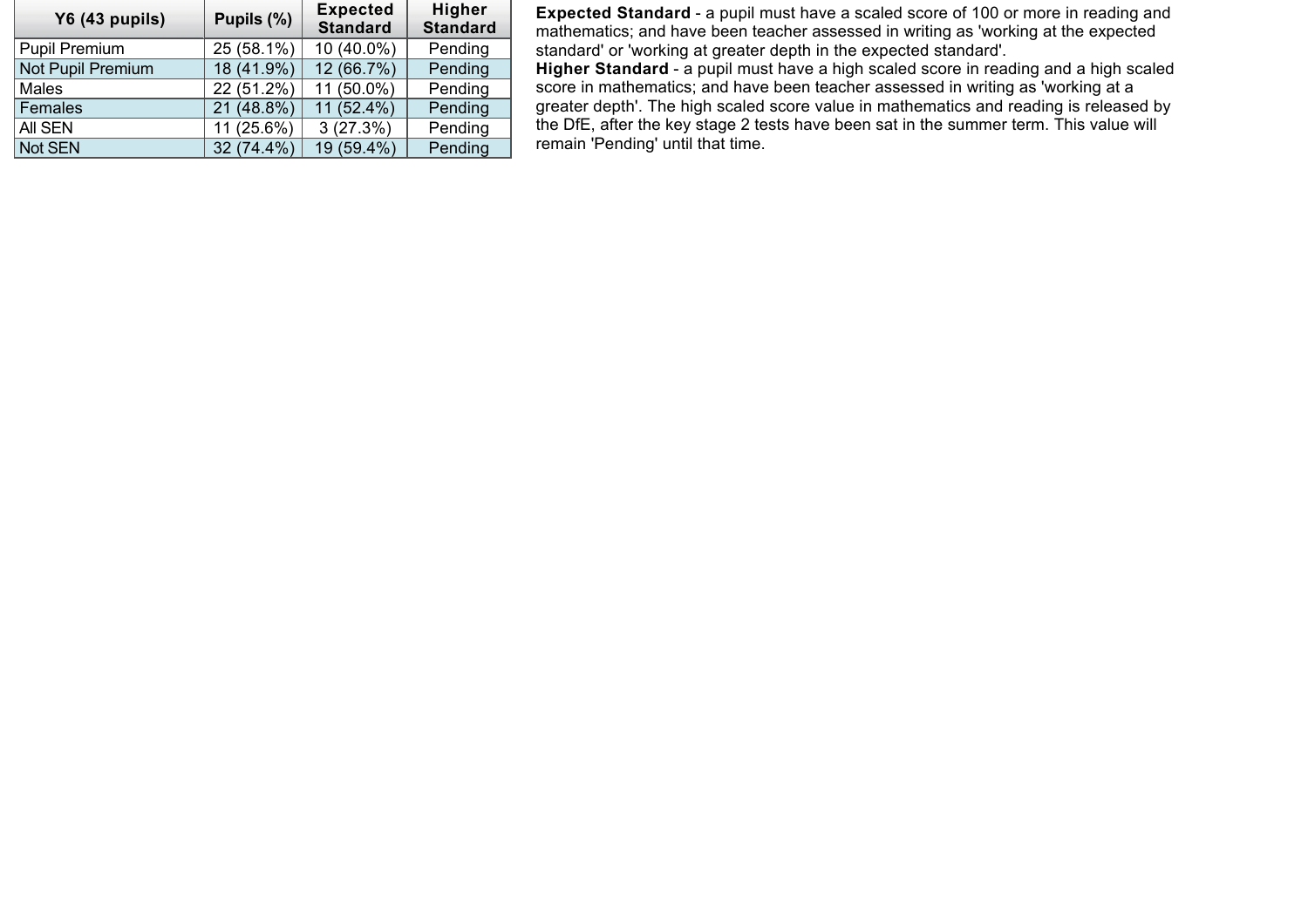| Y6 (43 pupils) | Pupils (%) | Expected Standard | Higher Standard |
|---|---|---|---|
| Pupil Premium | 25 (58.1%) | 10 (40.0%) | Pending |
| Not Pupil Premium | 18 (41.9%) | 12 (66.7%) | Pending |
| Males | 22 (51.2%) | 11 (50.0%) | Pending |
| Females | 21 (48.8%) | 11 (52.4%) | Pending |
| All SEN | 11 (25.6%) | 3 (27.3%) | Pending |
| Not SEN | 32 (74.4%) | 19 (59.4%) | Pending |

**Expected Standard** - a pupil must have a scaled score of 100 or more in reading and mathematics; and have been teacher assessed in writing as 'working at the expected standard' or 'working at greater depth in the expected standard'.

**Higher Standard** - a pupil must have a high scaled score in reading and a high scaled score in mathematics; and have been teacher assessed in writing as 'working at a greater depth'. The high scaled score value in mathematics and reading is released by the DfE, after the key stage 2 tests have been sat in the summer term. This value will remain 'Pending' until that time.